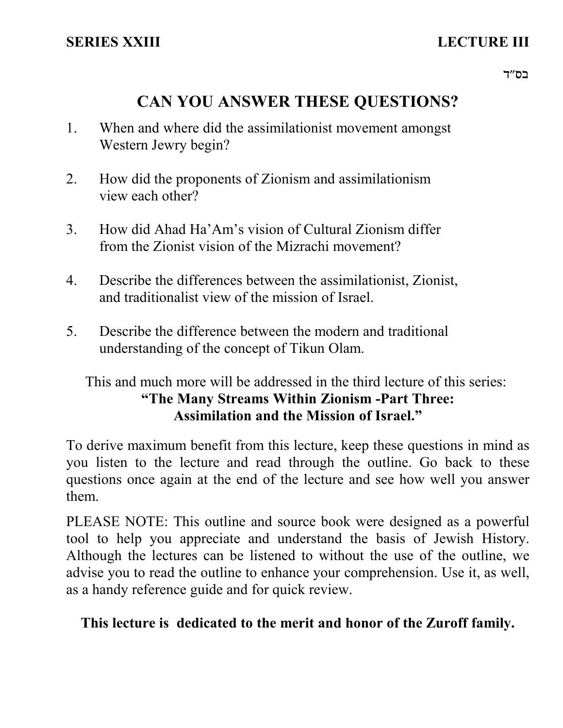**SERIES XXIII** **LECTURE III**

בס״ד

# CAN YOU ANSWER THESE QUESTIONS?

1. When and where did the assimilationist movement amongst Western Jewry begin?

2. How did the proponents of Zionism and assimilationism view each other?

3. How did Ahad Ha'Am's vision of Cultural Zionism differ from the Zionist vision of the Mizrachi movement?

4. Describe the differences between the assimilationist, Zionist, and traditionalist view of the mission of Israel.

5. Describe the difference between the modern and traditional understanding of the concept of Tikun Olam.

This and much more will be addressed in the third lecture of this series:
**"The Many Streams Within Zionism -Part Three: Assimilation and the Mission of Israel."**

To derive maximum benefit from this lecture, keep these questions in mind as you listen to the lecture and read through the outline. Go back to these questions once again at the end of the lecture and see how well you answer them.

PLEASE NOTE: This outline and source book were designed as a powerful tool to help you appreciate and understand the basis of Jewish History. Although the lectures can be listened to without the use of the outline, we advise you to read the outline to enhance your comprehension. Use it, as well, as a handy reference guide and for quick review.

**This lecture is dedicated to the merit and honor of the Zuroff family.**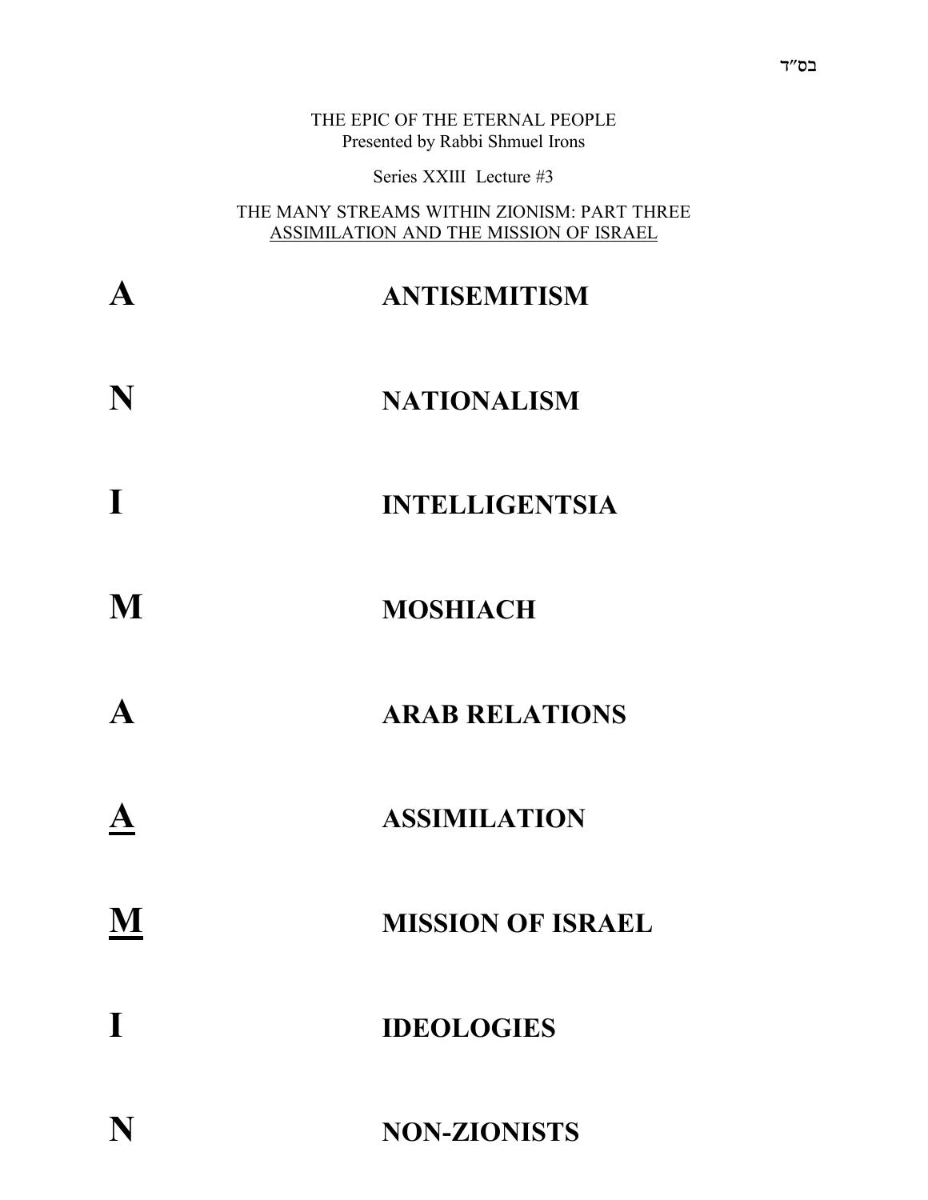בס"ד

THE EPIC OF THE ETERNAL PEOPLE
Presented by Rabbi Shmuel Irons

Series XXIII Lecture #3

THE MANY STREAMS WITHIN ZIONISM: PART THREE
<u>ASSIMILATION AND THE MISSION OF ISRAEL</u>

| | |
|---|---|
| **A** | **ANTISEMITISM** |
| **N** | **NATIONALISM** |
| **I** | **INTELLIGENTSIA** |
| **M** | **MOSHIACH** |
| **A** | **ARAB RELATIONS** |
| **<u>A</u>** | **ASSIMILATION** |
| **<u>M</u>** | **MISSION OF ISRAEL** |
| **I** | **IDEOLOGIES** |
| **N** | **NON-ZIONISTS** |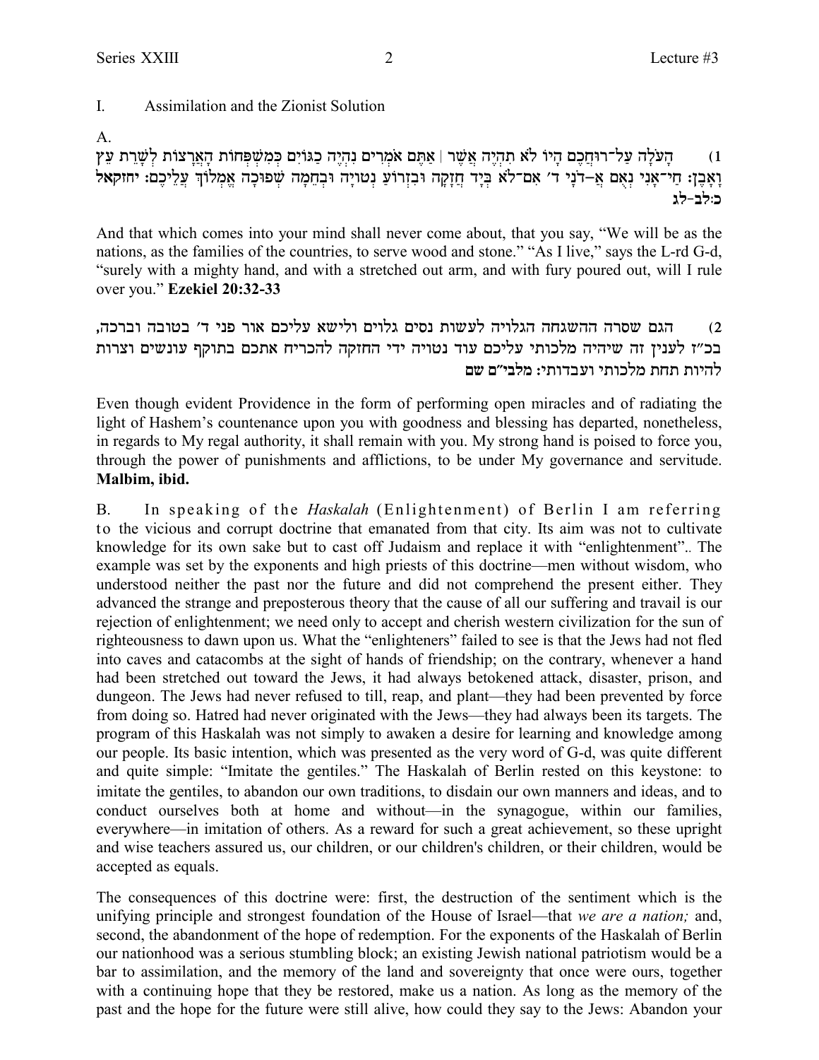I. Assimilation and the Zionist Solution

A.

1) הָעֹלָה עַל־רוּחֲכֶם הָיוֹ לֹא תִהְיֶה אֲשֶׁר | אַתֶּם אֹמְרִים נִהְיֶה כַגּוֹיִם כְּמִשְׁפְּחוֹת הָאֲרָצוֹת לְשָׁרֵת עֵץ וָאָבֶן: חַי־אָנִי נְאֻם אֲ–דֹנָי ד׳ אִם־לֹא בְּיָד חֲזָקָה וּבִזְרוֹעַ נְטוּיָה וּבְחֵמָה שְׁפוּכָה אֶמְלוֹךְ עֲלֵיכֶם: **יחזקאל כ:לב-לג**

And that which comes into your mind shall never come about, that you say, "We will be as the nations, as the families of the countries, to serve wood and stone." "As I live," says the L-rd G-d, "surely with a mighty hand, and with a stretched out arm, and with fury poured out, will I rule over you." **Ezekiel 20:32-33**

2) הגם שסרה ההשגחה הגלויה לעשות נסים גלוים ולישא עליכם אור פני ד׳ בטובה וברכה, בכ״ז לענין זה שיהיה מלכותי עליכם עוד נטויה ידי החזקה להכריח אתכם בתוקף עונשים וצרות להיות תחת מלכותי ועבדותי: **מלבי״ם שם**

Even though evident Providence in the form of performing open miracles and of radiating the light of Hashem's countenance upon you with goodness and blessing has departed, nonetheless, in regards to My regal authority, it shall remain with you. My strong hand is poised to force you, through the power of punishments and afflictions, to be under My governance and servitude. **Malbim, ibid.**

B. In speaking of the *Haskalah* (Enlightenment) of Berlin I am referring to the vicious and corrupt doctrine that emanated from that city. Its aim was not to cultivate knowledge for its own sake but to cast off Judaism and replace it with "enlightenment".. The example was set by the exponents and high priests of this doctrine—men without wisdom, who understood neither the past nor the future and did not comprehend the present either. They advanced the strange and preposterous theory that the cause of all our suffering and travail is our rejection of enlightenment; we need only to accept and cherish western civilization for the sun of righteousness to dawn upon us. What the "enlighteners" failed to see is that the Jews had not fled into caves and catacombs at the sight of hands of friendship; on the contrary, whenever a hand had been stretched out toward the Jews, it had always betokened attack, disaster, prison, and dungeon. The Jews had never refused to till, reap, and plant—they had been prevented by force from doing so. Hatred had never originated with the Jews—they had always been its targets. The program of this Haskalah was not simply to awaken a desire for learning and knowledge among our people. Its basic intention, which was presented as the very word of G-d, was quite different and quite simple: "Imitate the gentiles." The Haskalah of Berlin rested on this keystone: to imitate the gentiles, to abandon our own traditions, to disdain our own manners and ideas, and to conduct ourselves both at home and without—in the synagogue, within our families, everywhere—in imitation of others. As a reward for such a great achievement, so these upright and wise teachers assured us, our children, or our children's children, or their children, would be accepted as equals.

The consequences of this doctrine were: first, the destruction of the sentiment which is the unifying principle and strongest foundation of the House of Israel—that *we are a nation;* and, second, the abandonment of the hope of redemption. For the exponents of the Haskalah of Berlin our nationhood was a serious stumbling block; an existing Jewish national patriotism would be a bar to assimilation, and the memory of the land and sovereignty that once were ours, together with a continuing hope that they be restored, make us a nation. As long as the memory of the past and the hope for the future were still alive, how could they say to the Jews: Abandon your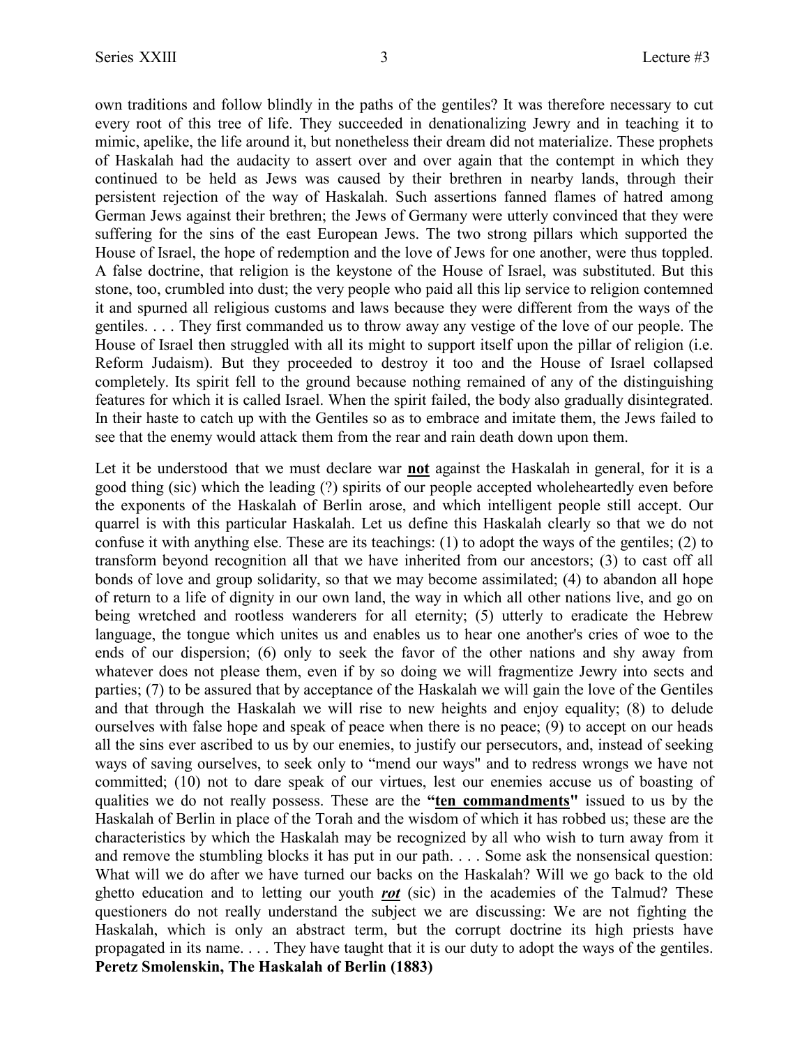own traditions and follow blindly in the paths of the gentiles? It was therefore necessary to cut every root of this tree of life. They succeeded in denationalizing Jewry and in teaching it to mimic, apelike, the life around it, but nonetheless their dream did not materialize. These prophets of Haskalah had the audacity to assert over and over again that the contempt in which they continued to be held as Jews was caused by their brethren in nearby lands, through their persistent rejection of the way of Haskalah. Such assertions fanned flames of hatred among German Jews against their brethren; the Jews of Germany were utterly convinced that they were suffering for the sins of the east European Jews. The two strong pillars which supported the House of Israel, the hope of redemption and the love of Jews for one another, were thus toppled. A false doctrine, that religion is the keystone of the House of Israel, was substituted. But this stone, too, crumbled into dust; the very people who paid all this lip service to religion contemned it and spurned all religious customs and laws because they were different from the ways of the gentiles. . . . They first commanded us to throw away any vestige of the love of our people. The House of Israel then struggled with all its might to support itself upon the pillar of religion (i.e. Reform Judaism). But they proceeded to destroy it too and the House of Israel collapsed completely. Its spirit fell to the ground because nothing remained of any of the distinguishing features for which it is called Israel. When the spirit failed, the body also gradually disintegrated. In their haste to catch up with the Gentiles so as to embrace and imitate them, the Jews failed to see that the enemy would attack them from the rear and rain death down upon them.

Let it be understood that we must declare war **not** against the Haskalah in general, for it is a good thing (sic) which the leading (?) spirits of our people accepted wholeheartedly even before the exponents of the Haskalah of Berlin arose, and which intelligent people still accept. Our quarrel is with this particular Haskalah. Let us define this Haskalah clearly so that we do not confuse it with anything else. These are its teachings: (1) to adopt the ways of the gentiles; (2) to transform beyond recognition all that we have inherited from our ancestors; (3) to cast off all bonds of love and group solidarity, so that we may become assimilated; (4) to abandon all hope of return to a life of dignity in our own land, the way in which all other nations live, and go on being wretched and rootless wanderers for all eternity; (5) utterly to eradicate the Hebrew language, the tongue which unites us and enables us to hear one another's cries of woe to the ends of our dispersion; (6) only to seek the favor of the other nations and shy away from whatever does not please them, even if by so doing we will fragmentize Jewry into sects and parties; (7) to be assured that by acceptance of the Haskalah we will gain the love of the Gentiles and that through the Haskalah we will rise to new heights and enjoy equality; (8) to delude ourselves with false hope and speak of peace when there is no peace; (9) to accept on our heads all the sins ever ascribed to us by our enemies, to justify our persecutors, and, instead of seeking ways of saving ourselves, to seek only to "mend our ways" and to redress wrongs we have not committed; (10) not to dare speak of our virtues, lest our enemies accuse us of boasting of qualities we do not really possess. These are the **"ten commandments"** issued to us by the Haskalah of Berlin in place of the Torah and the wisdom of which it has robbed us; these are the characteristics by which the Haskalah may be recognized by all who wish to turn away from it and remove the stumbling blocks it has put in our path. . . . Some ask the nonsensical question: What will we do after we have turned our backs on the Haskalah? Will we go back to the old ghetto education and to letting our youth ***rot*** (sic) in the academies of the Talmud? These questioners do not really understand the subject we are discussing: We are not fighting the Haskalah, which is only an abstract term, but the corrupt doctrine its high priests have propagated in its name. . . . They have taught that it is our duty to adopt the ways of the gentiles.
**Peretz Smolenskin, The Haskalah of Berlin (1883)**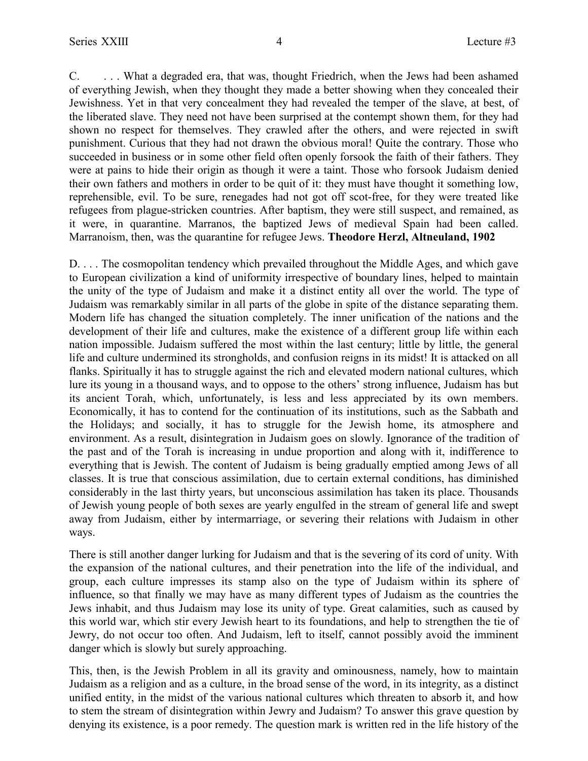C. . . . What a degraded era, that was, thought Friedrich, when the Jews had been ashamed of everything Jewish, when they thought they made a better showing when they concealed their Jewishness. Yet in that very concealment they had revealed the temper of the slave, at best, of the liberated slave. They need not have been surprised at the contempt shown them, for they had shown no respect for themselves. They crawled after the others, and were rejected in swift punishment. Curious that they had not drawn the obvious moral! Quite the contrary. Those who succeeded in business or in some other field often openly forsook the faith of their fathers. They were at pains to hide their origin as though it were a taint. Those who forsook Judaism denied their own fathers and mothers in order to be quit of it: they must have thought it something low, reprehensible, evil. To be sure, renegades had not got off scot-free, for they were treated like refugees from plague-stricken countries. After baptism, they were still suspect, and remained, as it were, in quarantine. Marranos, the baptized Jews of medieval Spain had been called. Marranoism, then, was the quarantine for refugee Jews. **Theodore Herzl, Altneuland, 1902**

D. . . . The cosmopolitan tendency which prevailed throughout the Middle Ages, and which gave to European civilization a kind of uniformity irrespective of boundary lines, helped to maintain the unity of the type of Judaism and make it a distinct entity all over the world. The type of Judaism was remarkably similar in all parts of the globe in spite of the distance separating them. Modern life has changed the situation completely. The inner unification of the nations and the development of their life and cultures, make the existence of a different group life within each nation impossible. Judaism suffered the most within the last century; little by little, the general life and culture undermined its strongholds, and confusion reigns in its midst! It is attacked on all flanks. Spiritually it has to struggle against the rich and elevated modern national cultures, which lure its young in a thousand ways, and to oppose to the others' strong influence, Judaism has but its ancient Torah, which, unfortunately, is less and less appreciated by its own members. Economically, it has to contend for the continuation of its institutions, such as the Sabbath and the Holidays; and socially, it has to struggle for the Jewish home, its atmosphere and environment. As a result, disintegration in Judaism goes on slowly. Ignorance of the tradition of the past and of the Torah is increasing in undue proportion and along with it, indifference to everything that is Jewish. The content of Judaism is being gradually emptied among Jews of all classes. It is true that conscious assimilation, due to certain external conditions, has diminished considerably in the last thirty years, but unconscious assimilation has taken its place. Thousands of Jewish young people of both sexes are yearly engulfed in the stream of general life and swept away from Judaism, either by intermarriage, or severing their relations with Judaism in other ways.

There is still another danger lurking for Judaism and that is the severing of its cord of unity. With the expansion of the national cultures, and their penetration into the life of the individual, and group, each culture impresses its stamp also on the type of Judaism within its sphere of influence, so that finally we may have as many different types of Judaism as the countries the Jews inhabit, and thus Judaism may lose its unity of type. Great calamities, such as caused by this world war, which stir every Jewish heart to its foundations, and help to strengthen the tie of Jewry, do not occur too often. And Judaism, left to itself, cannot possibly avoid the imminent danger which is slowly but surely approaching.

This, then, is the Jewish Problem in all its gravity and ominousness, namely, how to maintain Judaism as a religion and as a culture, in the broad sense of the word, in its integrity, as a distinct unified entity, in the midst of the various national cultures which threaten to absorb it, and how to stem the stream of disintegration within Jewry and Judaism? To answer this grave question by denying its existence, is a poor remedy. The question mark is written red in the life history of the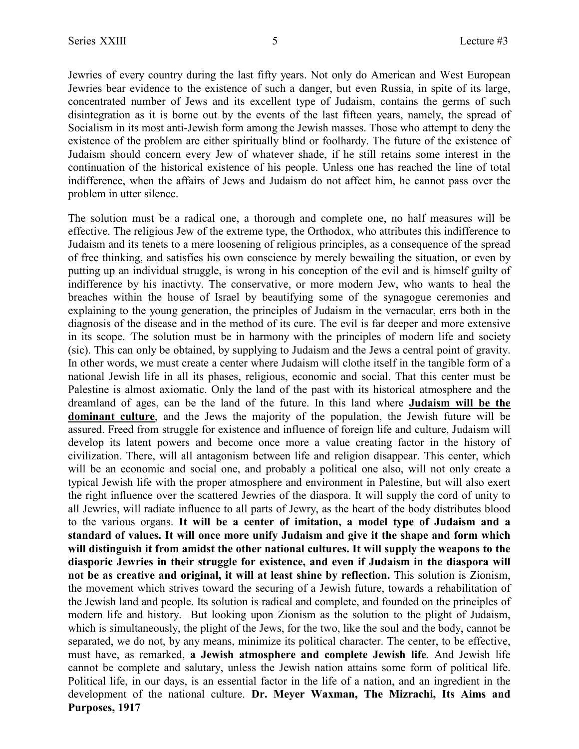Jewries of every country during the last fifty years. Not only do American and West European Jewries bear evidence to the existence of such a danger, but even Russia, in spite of its large, concentrated number of Jews and its excellent type of Judaism, contains the germs of such disintegration as it is borne out by the events of the last fifteen years, namely, the spread of Socialism in its most anti-Jewish form among the Jewish masses. Those who attempt to deny the existence of the problem are either spiritually blind or foolhardy. The future of the existence of Judaism should concern every Jew of whatever shade, if he still retains some interest in the continuation of the historical existence of his people. Unless one has reached the line of total indifference, when the affairs of Jews and Judaism do not affect him, he cannot pass over the problem in utter silence.

The solution must be a radical one, a thorough and complete one, no half measures will be effective. The religious Jew of the extreme type, the Orthodox, who attributes this indifference to Judaism and its tenets to a mere loosening of religious principles, as a consequence of the spread of free thinking, and satisfies his own conscience by merely bewailing the situation, or even by putting up an individual struggle, is wrong in his conception of the evil and is himself guilty of indifference by his inactivty. The conservative, or more modern Jew, who wants to heal the breaches within the house of Israel by beautifying some of the synagogue ceremonies and explaining to the young generation, the principles of Judaism in the vernacular, errs both in the diagnosis of the disease and in the method of its cure. The evil is far deeper and more extensive in its scope. The solution must be in harmony with the principles of modern life and society (sic). This can only be obtained, by supplying to Judaism and the Jews a central point of gravity. In other words, we must create a center where Judaism will clothe itself in the tangible form of a national Jewish life in all its phases, religious, economic and social. That this center must be Palestine is almost axiomatic. Only the land of the past with its historical atmosphere and the dreamland of ages, can be the land of the future. In this land where **Judaism will be the dominant culture**, and the Jews the majority of the population, the Jewish future will be assured. Freed from struggle for existence and influence of foreign life and culture, Judaism will develop its latent powers and become once more a value creating factor in the history of civilization. There, will all antagonism between life and religion disappear. This center, which will be an economic and social one, and probably a political one also, will not only create a typical Jewish life with the proper atmosphere and environment in Palestine, but will also exert the right influence over the scattered Jewries of the diaspora. It will supply the cord of unity to all Jewries, will radiate influence to all parts of Jewry, as the heart of the body distributes blood to the various organs. **It will be a center of imitation, a model type of Judaism and a standard of values. It will once more unify Judaism and give it the shape and form which will distinguish it from amidst the other national cultures. It will supply the weapons to the diasporic Jewries in their struggle for existence, and even if Judaism in the diaspora will not be as creative and original, it will at least shine by reflection.** This solution is Zionism, the movement which strives toward the securing of a Jewish future, towards a rehabilitation of the Jewish land and people. Its solution is radical and complete, and founded on the principles of modern life and history. But looking upon Zionism as the solution to the plight of Judaism, which is simultaneously, the plight of the Jews, for the two, like the soul and the body, cannot be separated, we do not, by any means, minimize its political character. The center, to be effective, must have, as remarked, **a Jewish atmosphere and complete Jewish life**. And Jewish life cannot be complete and salutary, unless the Jewish nation attains some form of political life. Political life, in our days, is an essential factor in the life of a nation, and an ingredient in the development of the national culture. **Dr. Meyer Waxman, The Mizrachi, Its Aims and Purposes, 1917**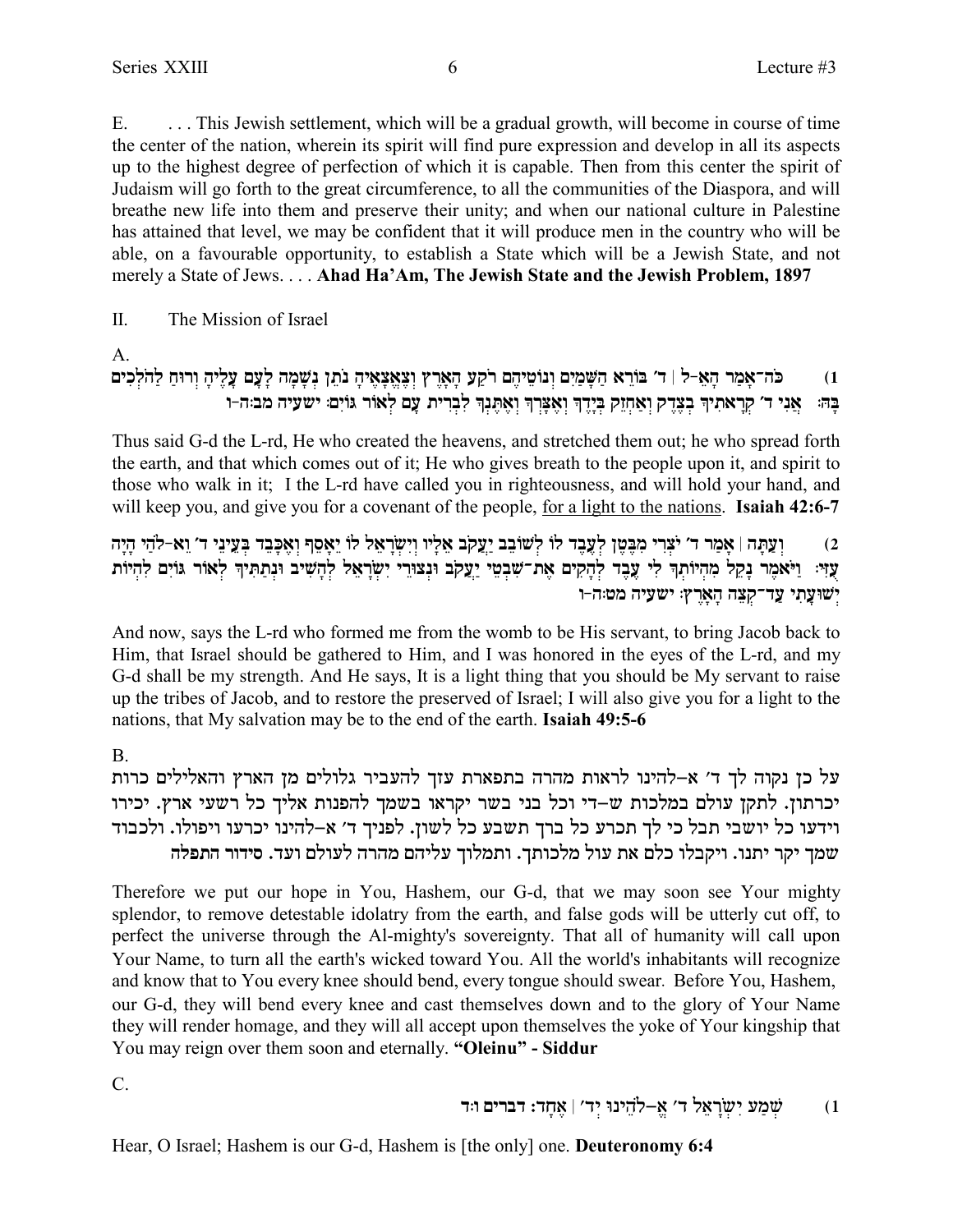E. . . . This Jewish settlement, which will be a gradual growth, will become in course of time the center of the nation, wherein its spirit will find pure expression and develop in all its aspects up to the highest degree of perfection of which it is capable. Then from this center the spirit of Judaism will go forth to the great circumference, to all the communities of the Diaspora, and will breathe new life into them and preserve their unity; and when our national culture in Palestine has attained that level, we may be confident that it will produce men in the country who will be able, on a favourable opportunity, to establish a State which will be a Jewish State, and not merely a State of Jews. . . . **Ahad Ha'Am, The Jewish State and the Jewish Problem, 1897**

II. The Mission of Israel

A.

(1) כֹּה־אָמַר הָאֵ-ל | ד׳ בּוֹרֵא הַשָּׁמַיִם וְנוֹטֵיהֶם רֹקַע הָאָרֶץ וְצֶאֱצָאֶיהָ נֹתֵן נְשָׁמָה לָעָם עָלֶיהָ וְרוּחַ לַהֹלְכִים בָּהּ׃ אֲנִי ד׳ קְרָאתִיךָ בְצֶדֶק וְאַחְזֵק בְּיָדֶךָ וְאֶצָּרְךָ וְאֶתֶּנְךָ לִבְרִית עָם לְאוֹר גּוֹיִם׃ ישעיה מב:ה-ו

Thus said G-d the L-rd, He who created the heavens, and stretched them out; he who spread forth the earth, and that which comes out of it; He who gives breath to the people upon it, and spirit to those who walk in it; I the L-rd have called you in righteousness, and will hold your hand, and will keep you, and give you for a covenant of the people, <u>for a light to the nations</u>. **Isaiah 42:6-7**

(2) וְעַתָּה | אָמַר ד׳ יֹצְרִי מִבֶּטֶן לְעֶבֶד לוֹ לְשׁוֹבֵב יַעֲקֹב אֵלָיו וְיִשְׂרָאֵל לוֹ יֵאָסֵף וְאֶכָּבֵד בְּעֵינֵי ד׳ וֵא-לֹהַי הָיָה עֻזִּי׃ וַיֹּאמֶר נָקֵל מִהְיוֹתְךָ לִי עֶבֶד לְהָקִים אֶת־שִׁבְטֵי יַעֲקֹב וּנְצוּרֵי יִשְׂרָאֵל לְהָשִׁיב וּנְתַתִּיךָ לְאוֹר גּוֹיִם לִהְיוֹת יְשׁוּעָתִי עַד־קְצֵה הָאָרֶץ׃ ישעיה מט:ה-ו

And now, says the L-rd who formed me from the womb to be His servant, to bring Jacob back to Him, that Israel should be gathered to Him, and I was honored in the eyes of the L-rd, and my G-d shall be my strength. And He says, It is a light thing that you should be My servant to raise up the tribes of Jacob, and to restore the preserved of Israel; I will also give you for a light to the nations, that My salvation may be to the end of the earth. **Isaiah 49:5-6**

B.

על כן נקוה לך ד׳ א–להינו לראות מהרה בתפארת עזך להעביר גלולים מן הארץ והאלילים כרות יכרתון. לתקן עולם במלכות ש–די וכל בני בשר יקראו בשמך להפנות אליך כל רשעי ארץ. יכירו וידעו כל יושבי תבל כי לך תכרע כל ברך תשבע כל לשון. לפניך ד׳ א–להינו יכרעו ויפולו. ולכבוד שמך יקר יתנו. ויקבלו כלם את עול מלכותך. ותמלוך עליהם מהרה לעולם ועד. **סידור התפלה**

Therefore we put our hope in You, Hashem, our G-d, that we may soon see Your mighty splendor, to remove detestable idolatry from the earth, and false gods will be utterly cut off, to perfect the universe through the Al-mighty's sovereignty. That all of humanity will call upon Your Name, to turn all the earth's wicked toward You. All the world's inhabitants will recognize and know that to You every knee should bend, every tongue should swear. Before You, Hashem, our G-d, they will bend every knee and cast themselves down and to the glory of Your Name they will render homage, and they will all accept upon themselves the yoke of Your kingship that You may reign over them soon and eternally. **"Oleinu" - Siddur**

C.

(1) שְׁמַע יִשְׂרָאֵל ד׳ אֱ–לֹהֵינוּ יְד׳ | אֶחָד: **דברים ו:ד**

Hear, O Israel; Hashem is our G-d, Hashem is [the only] one. **Deuteronomy 6:4**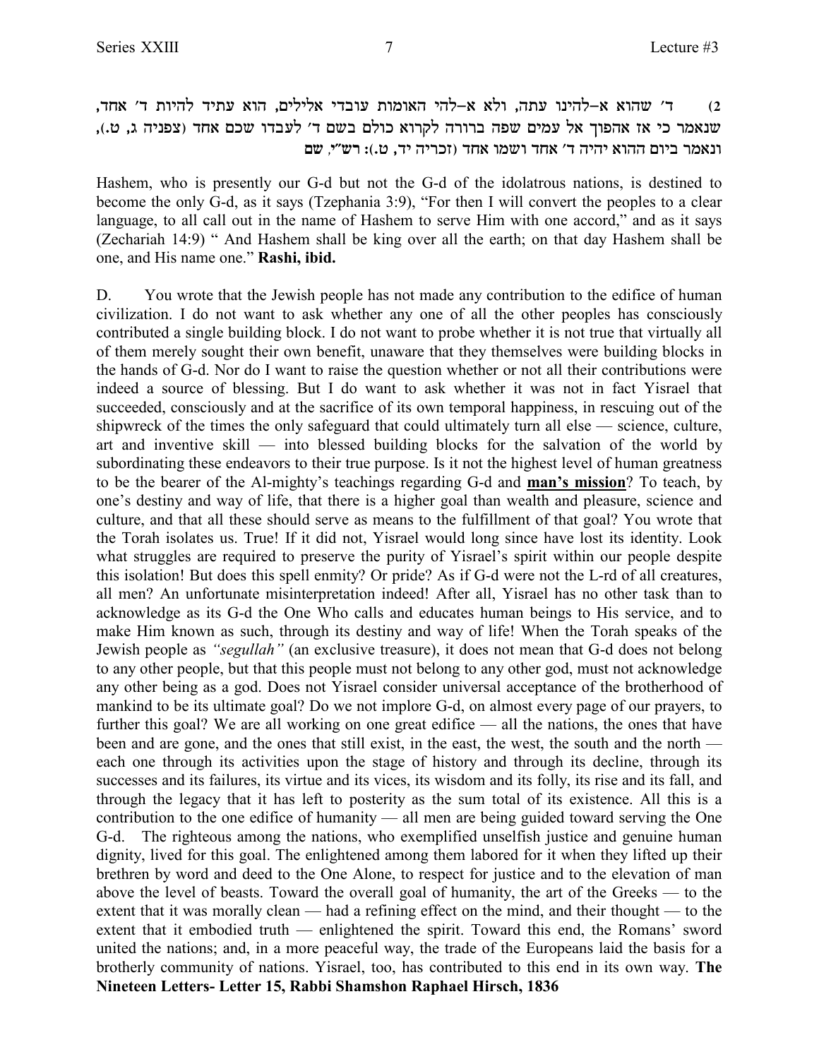2) ד׳ שהוא א–להינו עתה, ולא א–להי האומות עובדי אלילים, הוא עתיד להיות ד׳ אחד, שנאמר כי אז אהפוך אל עמים שפה ברורה לקרוא כולם בשם ד׳ לעבדו שכם אחד (צפניה ג, ט.), ונאמר ביום ההוא יהיה ד׳ אחד ושמו אחד (זכריה יד, ט.): רש״י, שם

Hashem, who is presently our G-d but not the G-d of the idolatrous nations, is destined to become the only G-d, as it says (Tzephania 3:9), "For then I will convert the peoples to a clear language, to all call out in the name of Hashem to serve Him with one accord," and as it says (Zechariah 14:9) " And Hashem shall be king over all the earth; on that day Hashem shall be one, and His name one." **Rashi, ibid.**

D. You wrote that the Jewish people has not made any contribution to the edifice of human civilization. I do not want to ask whether any one of all the other peoples has consciously contributed a single building block. I do not want to probe whether it is not true that virtually all of them merely sought their own benefit, unaware that they themselves were building blocks in the hands of G-d. Nor do I want to raise the question whether or not all their contributions were indeed a source of blessing. But I do want to ask whether it was not in fact Yisrael that succeeded, consciously and at the sacrifice of its own temporal happiness, in rescuing out of the shipwreck of the times the only safeguard that could ultimately turn all else — science, culture, art and inventive skill — into blessed building blocks for the salvation of the world by subordinating these endeavors to their true purpose. Is it not the highest level of human greatness to be the bearer of the Al-mighty's teachings regarding G-d and **man's mission**? To teach, by one's destiny and way of life, that there is a higher goal than wealth and pleasure, science and culture, and that all these should serve as means to the fulfillment of that goal? You wrote that the Torah isolates us. True! If it did not, Yisrael would long since have lost its identity. Look what struggles are required to preserve the purity of Yisrael's spirit within our people despite this isolation! But does this spell enmity? Or pride? As if G-d were not the L-rd of all creatures, all men? An unfortunate misinterpretation indeed! After all, Yisrael has no other task than to acknowledge as its G-d the One Who calls and educates human beings to His service, and to make Him known as such, through its destiny and way of life! When the Torah speaks of the Jewish people as *"segullah"* (an exclusive treasure), it does not mean that G-d does not belong to any other people, but that this people must not belong to any other god, must not acknowledge any other being as a god. Does not Yisrael consider universal acceptance of the brotherhood of mankind to be its ultimate goal? Do we not implore G-d, on almost every page of our prayers, to further this goal? We are all working on one great edifice — all the nations, the ones that have been and are gone, and the ones that still exist, in the east, the west, the south and the north — each one through its activities upon the stage of history and through its decline, through its successes and its failures, its virtue and its vices, its wisdom and its folly, its rise and its fall, and through the legacy that it has left to posterity as the sum total of its existence. All this is a contribution to the one edifice of humanity — all men are being guided toward serving the One G-d. The righteous among the nations, who exemplified unselfish justice and genuine human dignity, lived for this goal. The enlightened among them labored for it when they lifted up their brethren by word and deed to the One Alone, to respect for justice and to the elevation of man above the level of beasts. Toward the overall goal of humanity, the art of the Greeks — to the extent that it was morally clean — had a refining effect on the mind, and their thought — to the extent that it embodied truth — enlightened the spirit. Toward this end, the Romans' sword united the nations; and, in a more peaceful way, the trade of the Europeans laid the basis for a brotherly community of nations. Yisrael, too, has contributed to this end in its own way. **The Nineteen Letters- Letter 15, Rabbi Shamshon Raphael Hirsch, 1836**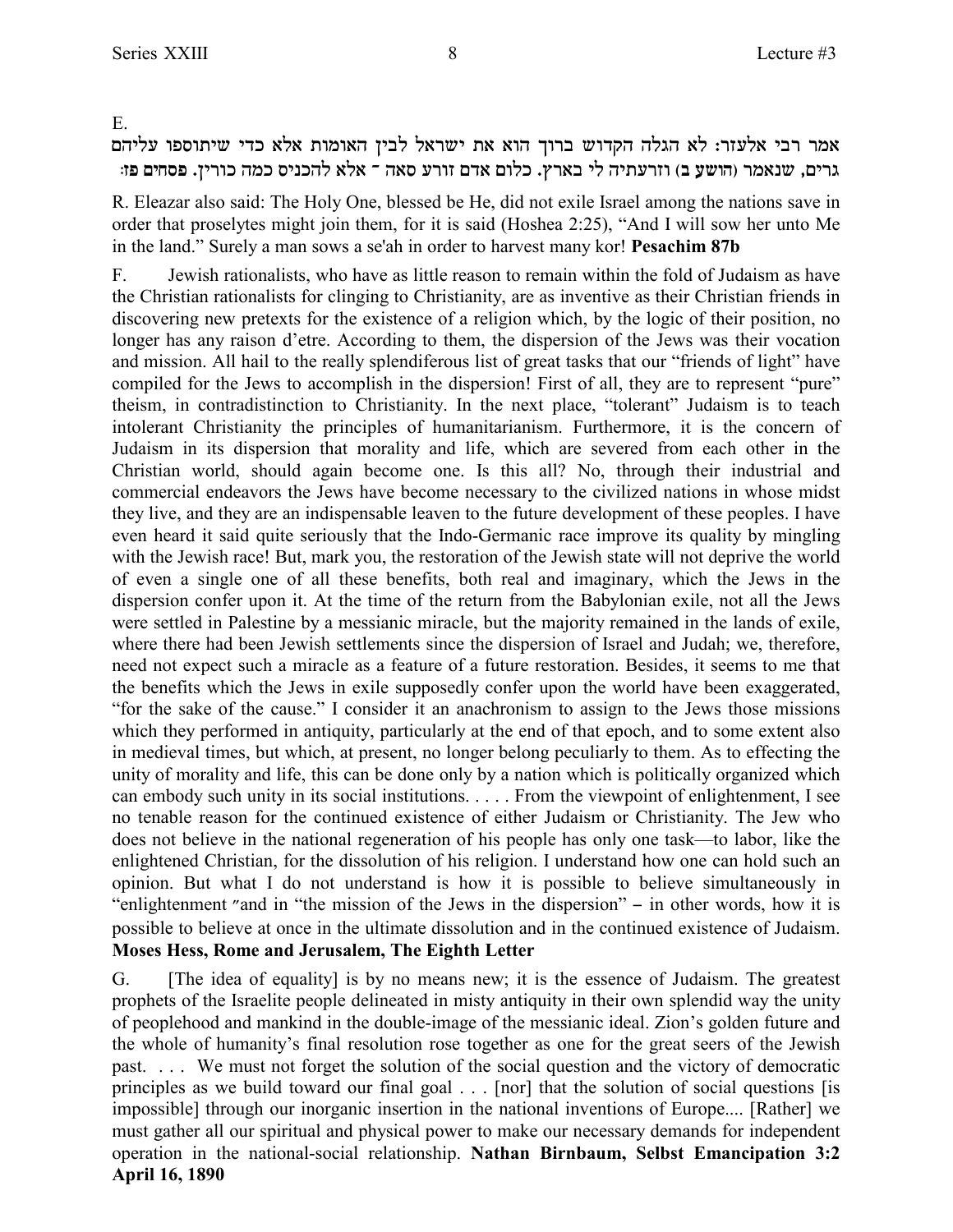E.

אמר רבי אלעזר: לא הגלה הקדוש ברוך הוא את ישראל לבין האומות אלא כדי שיתוספו עליהם גרים, שנאמר (הושע ב) וזרעתיה לי בארץ. כלום אדם זורע סאה ־ אלא להכניס כמה כורין. פסחים פז:

R. Eleazar also said: The Holy One, blessed be He, did not exile Israel among the nations save in order that proselytes might join them, for it is said (Hoshea 2:25), "And I will sow her unto Me in the land." Surely a man sows a se'ah in order to harvest many kor! **Pesachim 87b**

F. Jewish rationalists, who have as little reason to remain within the fold of Judaism as have the Christian rationalists for clinging to Christianity, are as inventive as their Christian friends in discovering new pretexts for the existence of a religion which, by the logic of their position, no longer has any raison d'etre. According to them, the dispersion of the Jews was their vocation and mission. All hail to the really splendiferous list of great tasks that our "friends of light" have compiled for the Jews to accomplish in the dispersion! First of all, they are to represent "pure" theism, in contradistinction to Christianity. In the next place, "tolerant" Judaism is to teach intolerant Christianity the principles of humanitarianism. Furthermore, it is the concern of Judaism in its dispersion that morality and life, which are severed from each other in the Christian world, should again become one. Is this all? No, through their industrial and commercial endeavors the Jews have become necessary to the civilized nations in whose midst they live, and they are an indispensable leaven to the future development of these peoples. I have even heard it said quite seriously that the Indo-Germanic race improve its quality by mingling with the Jewish race! But, mark you, the restoration of the Jewish state will not deprive the world of even a single one of all these benefits, both real and imaginary, which the Jews in the dispersion confer upon it. At the time of the return from the Babylonian exile, not all the Jews were settled in Palestine by a messianic miracle, but the majority remained in the lands of exile, where there had been Jewish settlements since the dispersion of Israel and Judah; we, therefore, need not expect such a miracle as a feature of a future restoration. Besides, it seems to me that the benefits which the Jews in exile supposedly confer upon the world have been exaggerated, "for the sake of the cause." I consider it an anachronism to assign to the Jews those missions which they performed in antiquity, particularly at the end of that epoch, and to some extent also in medieval times, but which, at present, no longer belong peculiarly to them. As to effecting the unity of morality and life, this can be done only by a nation which is politically organized which can embody such unity in its social institutions. . . . . From the viewpoint of enlightenment, I see no tenable reason for the continued existence of either Judaism or Christianity. The Jew who does not believe in the national regeneration of his people has only one task—to labor, like the enlightened Christian, for the dissolution of his religion. I understand how one can hold such an opinion. But what I do not understand is how it is possible to believe simultaneously in "enlightenment "and in "the mission of the Jews in the dispersion" – in other words, how it is possible to believe at once in the ultimate dissolution and in the continued existence of Judaism. **Moses Hess, Rome and Jerusalem, The Eighth Letter**

G. [The idea of equality] is by no means new; it is the essence of Judaism. The greatest prophets of the Israelite people delineated in misty antiquity in their own splendid way the unity of peoplehood and mankind in the double-image of the messianic ideal. Zion's golden future and the whole of humanity's final resolution rose together as one for the great seers of the Jewish past. . . . We must not forget the solution of the social question and the victory of democratic principles as we build toward our final goal . . . [nor] that the solution of social questions [is impossible] through our inorganic insertion in the national inventions of Europe.... [Rather] we must gather all our spiritual and physical power to make our necessary demands for independent operation in the national-social relationship. **Nathan Birnbaum, Selbst Emancipation 3:2 April 16, 1890**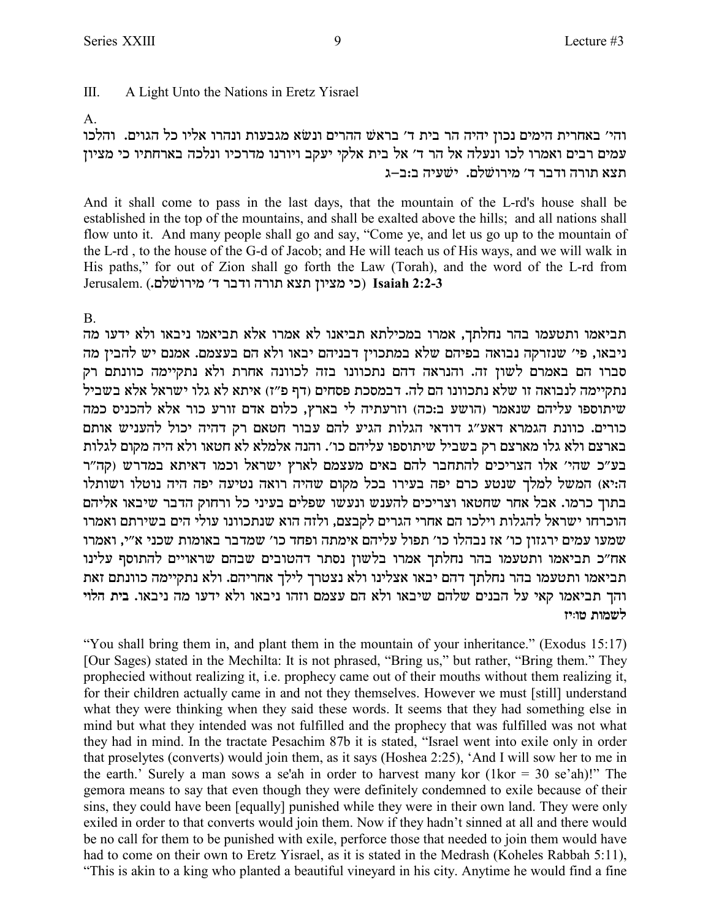III. A Light Unto the Nations in Eretz Yisrael

A.

והי' באחרית הימים נכון יהיה הר בית ד' בראש ההרים ונשׂא מגבעות ונהרו אליו כל הגוים. והלכו עמים רבים ואמרו לכו ונעלה אל הר ד' אל בית אלקי יעקב ויורנו מדרכיו ונלכה בארחתיו כי מציון תצא תורה ודבר ד' מירושלם. ישעיה ב:ב–ג

And it shall come to pass in the last days, that the mountain of the L-rd's house shall be established in the top of the mountains, and shall be exalted above the hills; and all nations shall flow unto it. And many people shall go and say, "Come ye, and let us go up to the mountain of the L-rd , to the house of the G-d of Jacob; and He will teach us of His ways, and we will walk in His paths," for out of Zion shall go forth the Law (Torah), and the word of the L-rd from Jerusalem. (כי מציון תצא תורה ודבר ד' מירושלם.) **Isaiah 2:2-3**

B.

תביאמו ותטעמו בהר נחלתך, אמרו במכילתא תביאנו לא אמרו אלא תביאמו ניבאו ולא ידעו מה ניבאו, פי' שנזרקה נבואה בפיהם שלא במתכוין דבניהם יבאו ולא הם בעצמם. אמנם יש להבין מה סברו הם באמרם לשון זה. והנראה דהם נתכוונו בזה לכוונה אחרת ולא נתקיימה כוונתם רק נתקיימה לנבואה זו שלא נתכוונו הם לה. דבמסכת פסחים (דף פ"ז) איתא לא גלו ישראל אלא בשביל שיתוספו עליהם שנאמר (הושע ב:כה) וזרעתיה לי בארץ, כלום אדם זורע כור אלא להכניס כמה כורים. כוונת הגמרא דאע"ג דודאי הגלות הגיע להם עבור חטאם רק דהיה יכול להעניש אותם בארצם ולא גלו מארצם רק בשביל שיתוספו עליהם כו'. והנה אלמלא לא חטאו ולא היה מקום לגלות בע"כ שהי' אלו הצריכים להתחבר להם באים מעצמם לארץ ישראל וכמו דאיתא במדרש (קה"ר ה:יא) המשל למלך שנטע כרם יפה בעירו בכל מקום שהיה רואה נטיעה יפה היה נוטלו ושותלו בתוך כרמו. אבל אחר שחטאו וצריכים להענש ונעשו שפלים בעיני כל ורחוק הדבר שיבאו אליהם הוכרחו ישראל להגלות וילכו הם אחרי הגרים לקבצם, ולזה הוא שנתכוונו עולי הים בשירתם ואמרו שמעו עמים ירגזון כו' אז נבהלו כו' תפול עליהם אימתה ופחד כו' שמדבר באומות שכני א"י, ואמרו אח"כ תביאמו ותטעמו בהר נחלתך אמרו בלשון נסתר דהטובים שבהם שראויים להתוסף עלינו תביאמו ותטעמו בהר נחלתך דהם יבאו אצלינו ולא נצטרך לילך אחריהם. ולא נתקיימה כוונתם זאת והך תביאמו קאי על הבנים שלהם שיבאו ולא הם עצמם וזהו ניבאו ולא ידעו מה ניבאו. **בית הלוי לשמות טו:יז**

"You shall bring them in, and plant them in the mountain of your inheritance." (Exodus 15:17) [Our Sages) stated in the Mechilta: It is not phrased, "Bring us," but rather, "Bring them." They prophecied without realizing it, i.e. prophecy came out of their mouths without them realizing it, for their children actually came in and not they themselves. However we must [still] understand what they were thinking when they said these words. It seems that they had something else in mind but what they intended was not fulfilled and the prophecy that was fulfilled was not what they had in mind. In the tractate Pesachim 87b it is stated, "Israel went into exile only in order that proselytes (converts) would join them, as it says (Hoshea 2:25), 'And I will sow her to me in the earth.' Surely a man sows a se'ah in order to harvest many kor (1kor = 30 se'ah)!" The gemora means to say that even though they were definitely condemned to exile because of their sins, they could have been [equally] punished while they were in their own land. They were only exiled in order to that converts would join them. Now if they hadn't sinned at all and there would be no call for them to be punished with exile, perforce those that needed to join them would have had to come on their own to Eretz Yisrael, as it is stated in the Medrash (Koheles Rabbah 5:11), "This is akin to a king who planted a beautiful vineyard in his city. Anytime he would find a fine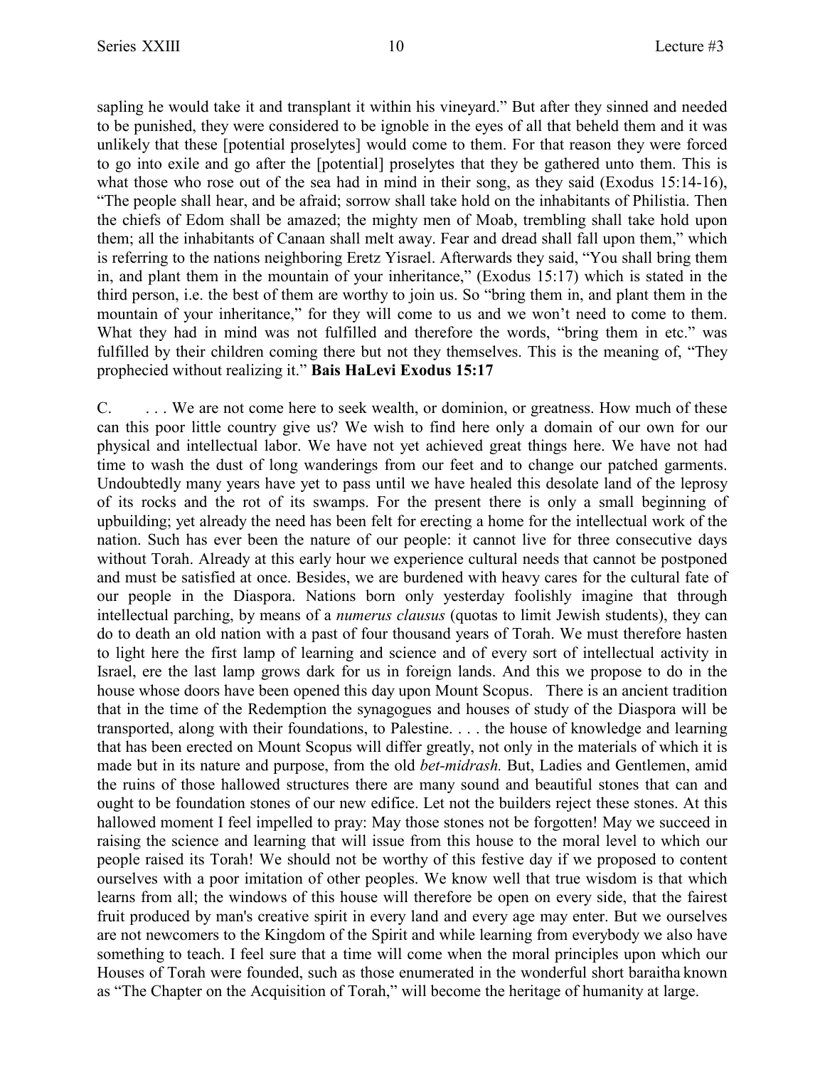sapling he would take it and transplant it within his vineyard." But after they sinned and needed to be punished, they were considered to be ignoble in the eyes of all that beheld them and it was unlikely that these [potential proselytes] would come to them. For that reason they were forced to go into exile and go after the [potential] proselytes that they be gathered unto them. This is what those who rose out of the sea had in mind in their song, as they said (Exodus 15:14-16), "The people shall hear, and be afraid; sorrow shall take hold on the inhabitants of Philistia. Then the chiefs of Edom shall be amazed; the mighty men of Moab, trembling shall take hold upon them; all the inhabitants of Canaan shall melt away. Fear and dread shall fall upon them," which is referring to the nations neighboring Eretz Yisrael. Afterwards they said, "You shall bring them in, and plant them in the mountain of your inheritance," (Exodus 15:17) which is stated in the third person, i.e. the best of them are worthy to join us. So "bring them in, and plant them in the mountain of your inheritance," for they will come to us and we won't need to come to them. What they had in mind was not fulfilled and therefore the words, "bring them in etc." was fulfilled by their children coming there but not they themselves. This is the meaning of, "They prophecied without realizing it." **Bais HaLevi Exodus 15:17**

C. . . . We are not come here to seek wealth, or dominion, or greatness. How much of these can this poor little country give us? We wish to find here only a domain of our own for our physical and intellectual labor. We have not yet achieved great things here. We have not had time to wash the dust of long wanderings from our feet and to change our patched garments. Undoubtedly many years have yet to pass until we have healed this desolate land of the leprosy of its rocks and the rot of its swamps. For the present there is only a small beginning of upbuilding; yet already the need has been felt for erecting a home for the intellectual work of the nation. Such has ever been the nature of our people: it cannot live for three consecutive days without Torah. Already at this early hour we experience cultural needs that cannot be postponed and must be satisfied at once. Besides, we are burdened with heavy cares for the cultural fate of our people in the Diaspora. Nations born only yesterday foolishly imagine that through intellectual parching, by means of a *numerus clausus* (quotas to limit Jewish students), they can do to death an old nation with a past of four thousand years of Torah. We must therefore hasten to light here the first lamp of learning and science and of every sort of intellectual activity in Israel, ere the last lamp grows dark for us in foreign lands. And this we propose to do in the house whose doors have been opened this day upon Mount Scopus. There is an ancient tradition that in the time of the Redemption the synagogues and houses of study of the Diaspora will be transported, along with their foundations, to Palestine. . . . the house of knowledge and learning that has been erected on Mount Scopus will differ greatly, not only in the materials of which it is made but in its nature and purpose, from the old *bet-midrash.* But, Ladies and Gentlemen, amid the ruins of those hallowed structures there are many sound and beautiful stones that can and ought to be foundation stones of our new edifice. Let not the builders reject these stones. At this hallowed moment I feel impelled to pray: May those stones not be forgotten! May we succeed in raising the science and learning that will issue from this house to the moral level to which our people raised its Torah! We should not be worthy of this festive day if we proposed to content ourselves with a poor imitation of other peoples. We know well that true wisdom is that which learns from all; the windows of this house will therefore be open on every side, that the fairest fruit produced by man's creative spirit in every land and every age may enter. But we ourselves are not newcomers to the Kingdom of the Spirit and while learning from everybody we also have something to teach. I feel sure that a time will come when the moral principles upon which our Houses of Torah were founded, such as those enumerated in the wonderful short baraitha known as "The Chapter on the Acquisition of Torah," will become the heritage of humanity at large.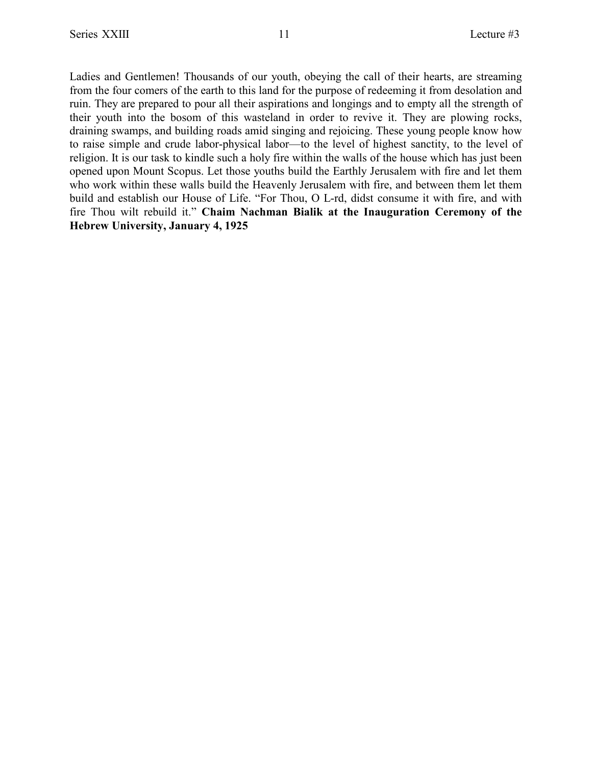Ladies and Gentlemen! Thousands of our youth, obeying the call of their hearts, are streaming from the four comers of the earth to this land for the purpose of redeeming it from desolation and ruin. They are prepared to pour all their aspirations and longings and to empty all the strength of their youth into the bosom of this wasteland in order to revive it. They are plowing rocks, draining swamps, and building roads amid singing and rejoicing. These young people know how to raise simple and crude labor-physical labor—to the level of highest sanctity, to the level of religion. It is our task to kindle such a holy fire within the walls of the house which has just been opened upon Mount Scopus. Let those youths build the Earthly Jerusalem with fire and let them who work within these walls build the Heavenly Jerusalem with fire, and between them let them build and establish our House of Life. “For Thou, O L-rd, didst consume it with fire, and with fire Thou wilt rebuild it.” **Chaim Nachman Bialik at the Inauguration Ceremony of the Hebrew University, January 4, 1925**